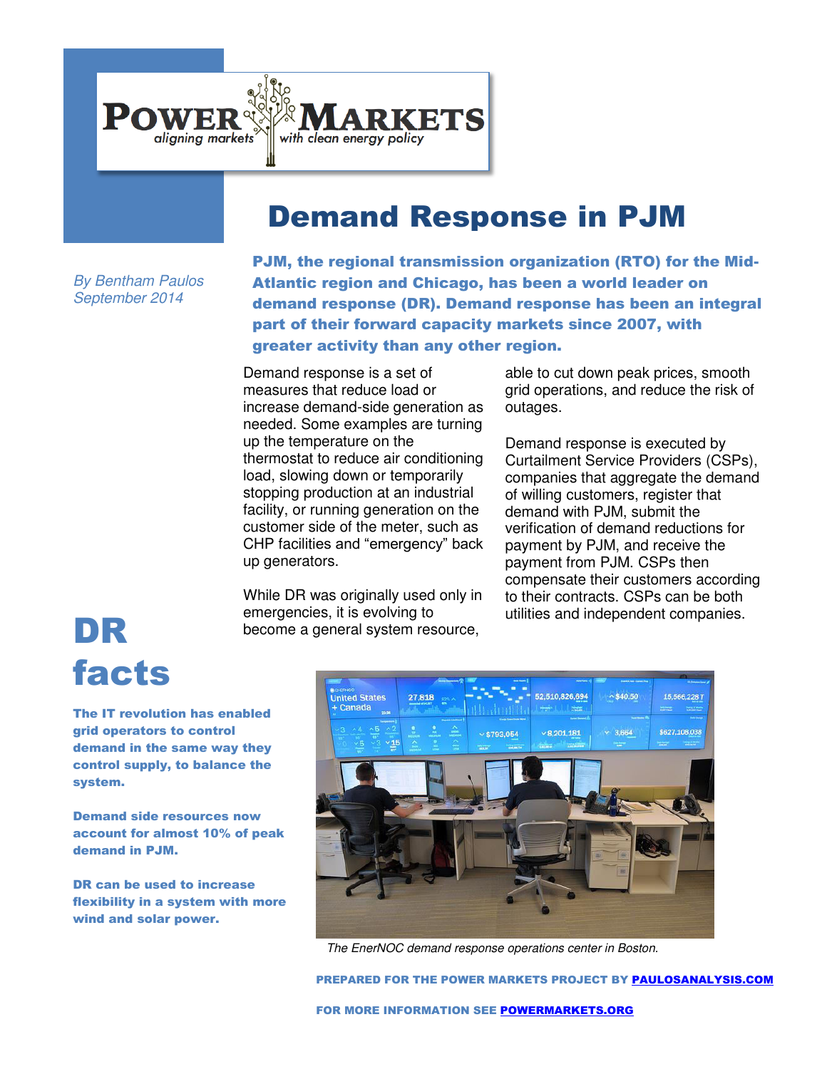**POWER MARKETS**
*aligning markets with clean energy policy*

# Demand Response in PJM

*By Bentham Paulos*
*September 2014*

**PJM, the regional transmission organization (RTO) for the Mid-Atlantic region and Chicago, has been a world leader on demand response (DR). Demand response has been an integral part of their forward capacity markets since 2007, with greater activity than any other region.**

Demand response is a set of measures that reduce load or increase demand-side generation as needed. Some examples are turning up the temperature on the thermostat to reduce air conditioning load, slowing down or temporarily stopping production at an industrial facility, or running generation on the customer side of the meter, such as CHP facilities and "emergency" back up generators.

While DR was originally used only in emergencies, it is evolving to become a general system resource, able to cut down peak prices, smooth grid operations, and reduce the risk of outages.

Demand response is executed by Curtailment Service Providers (CSPs), companies that aggregate the demand of willing customers, register that demand with PJM, submit the verification of demand reductions for payment by PJM, and receive the payment from PJM. CSPs then compensate their customers according to their contracts. CSPs can be both utilities and independent companies.

## DR facts

**The IT revolution has enabled grid operators to control demand in the same way they control supply, to balance the system.**

**Demand side resources now account for almost 10% of peak demand in PJM.**

**DR can be used to increase flexibility in a system with more wind and solar power.**

*The EnerNOC demand response operations center in Boston.*

**PREPARED FOR THE POWER MARKETS PROJECT BY [PAULOSANALYSIS.COM](PAULOSANALYSIS.COM)**

**FOR MORE INFORMATION SEE [POWERMARKETS.ORG](POWERMARKETS.ORG)**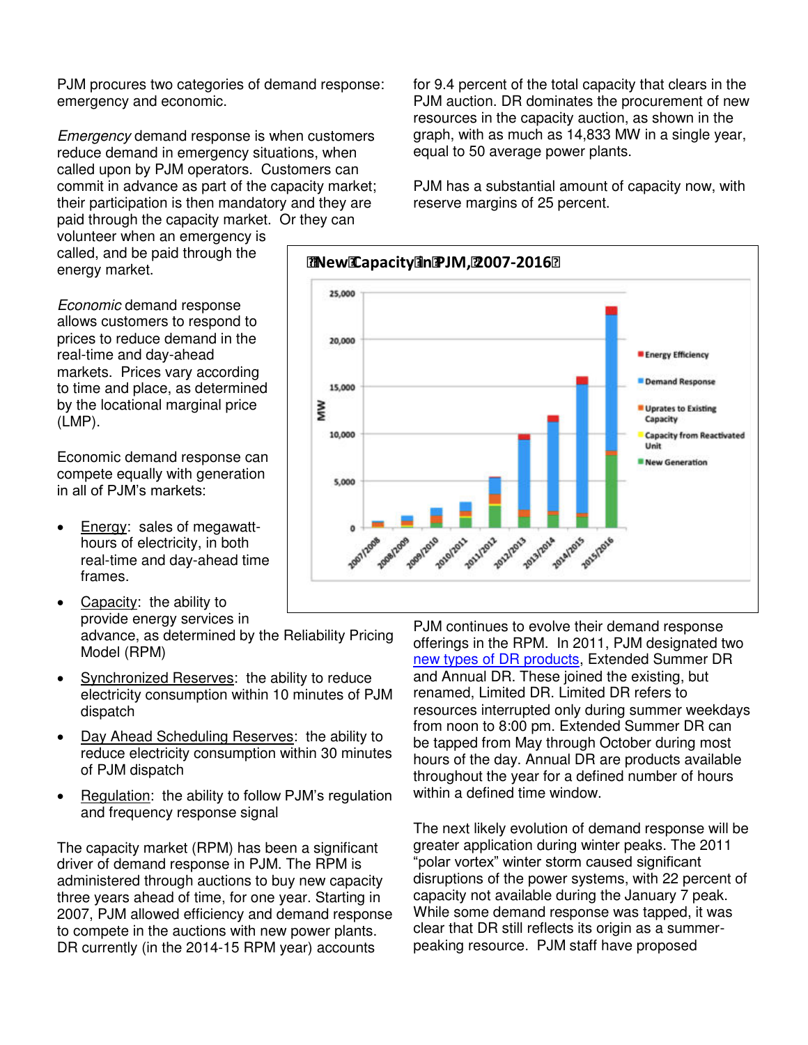PJM procures two categories of demand response: emergency and economic.

*Emergency* demand response is when customers reduce demand in emergency situations, when called upon by PJM operators. Customers can commit in advance as part of the capacity market; their participation is then mandatory and they are paid through the capacity market. Or they can volunteer when an emergency is called, and be paid through the energy market.

*Economic* demand response allows customers to respond to prices to reduce demand in the real-time and day-ahead markets. Prices vary according to time and place, as determined by the locational marginal price (LMP).

Economic demand response can compete equally with generation in all of PJM's markets:

- Energy: sales of megawatt-hours of electricity, in both real-time and day-ahead time frames.
- Capacity: the ability to provide energy services in advance, as determined by the Reliability Pricing Model (RPM)
- Synchronized Reserves: the ability to reduce electricity consumption within 10 minutes of PJM dispatch
- Day Ahead Scheduling Reserves: the ability to reduce electricity consumption within 30 minutes of PJM dispatch
- Regulation: the ability to follow PJM's regulation and frequency response signal

The capacity market (RPM) has been a significant driver of demand response in PJM. The RPM is administered through auctions to buy new capacity three years ahead of time, for one year. Starting in 2007, PJM allowed efficiency and demand response to compete in the auctions with new power plants. DR currently (in the 2014-15 RPM year) accounts for 9.4 percent of the total capacity that clears in the PJM auction. DR dominates the procurement of new resources in the capacity auction, as shown in the graph, with as much as 14,833 MW in a single year, equal to 50 average power plants.

PJM has a substantial amount of capacity now, with reserve margins of 25 percent.

**New Capacity in PJM, 2007-2016**

PJM continues to evolve their demand response offerings in the RPM. In 2011, PJM designated two new types of DR products, Extended Summer DR and Annual DR. These joined the existing, but renamed, Limited DR. Limited DR refers to resources interrupted only during summer weekdays from noon to 8:00 pm. Extended Summer DR can be tapped from May through October during most hours of the day. Annual DR are products available throughout the year for a defined number of hours within a defined time window.

The next likely evolution of demand response will be greater application during winter peaks. The 2011 "polar vortex" winter storm caused significant disruptions of the power systems, with 22 percent of capacity not available during the January 7 peak. While some demand response was tapped, it was clear that DR still reflects its origin as a summer-peaking resource. PJM staff have proposed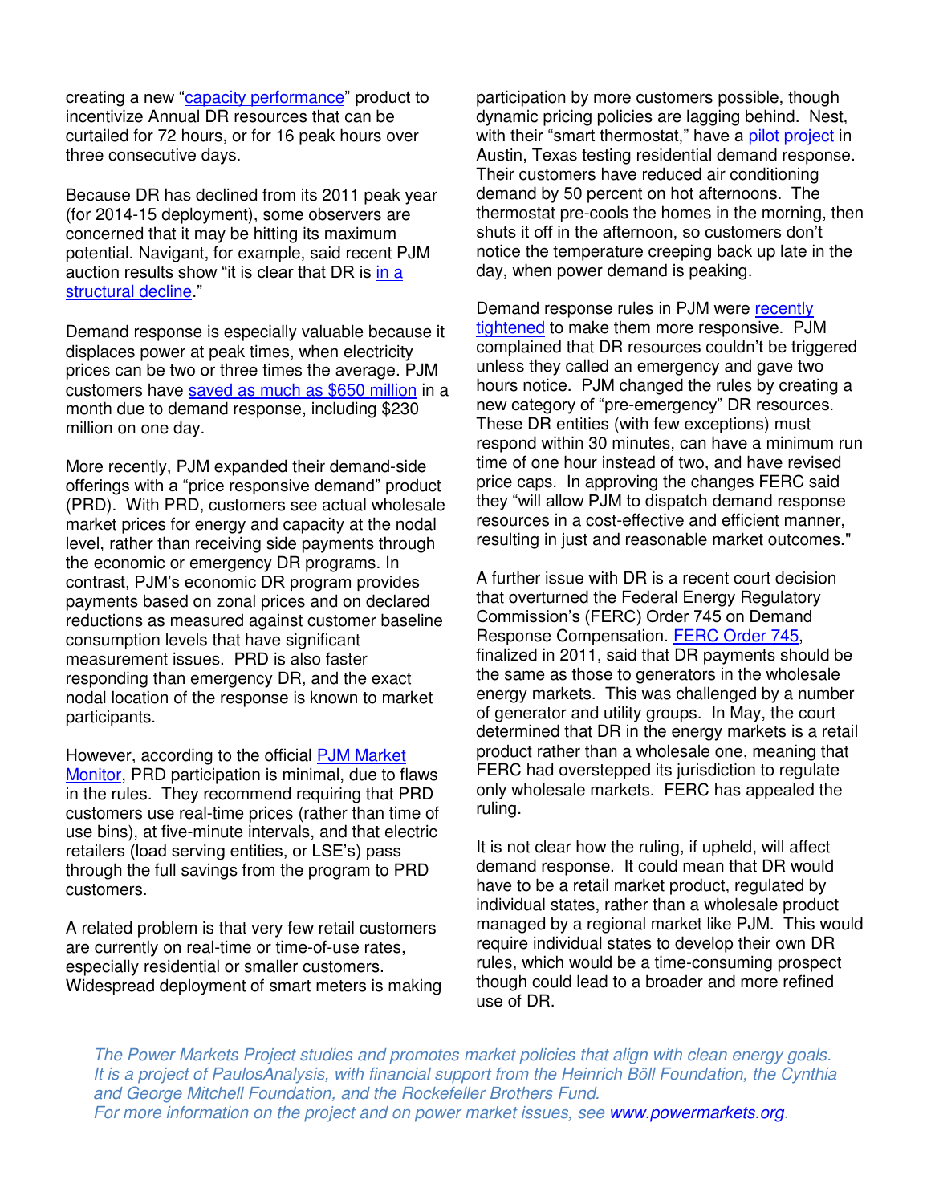creating a new "capacity performance" product to incentivize Annual DR resources that can be curtailed for 72 hours, or for 16 peak hours over three consecutive days.

Because DR has declined from its 2011 peak year (for 2014-15 deployment), some observers are concerned that it may be hitting its maximum potential. Navigant, for example, said recent PJM auction results show "it is clear that DR is in a structural decline."

Demand response is especially valuable because it displaces power at peak times, when electricity prices can be two or three times the average. PJM customers have saved as much as $650 million in a month due to demand response, including $230 million on one day.

More recently, PJM expanded their demand-side offerings with a "price responsive demand" product (PRD). With PRD, customers see actual wholesale market prices for energy and capacity at the nodal level, rather than receiving side payments through the economic or emergency DR programs. In contrast, PJM's economic DR program provides payments based on zonal prices and on declared reductions as measured against customer baseline consumption levels that have significant measurement issues. PRD is also faster responding than emergency DR, and the exact nodal location of the response is known to market participants.

However, according to the official PJM Market Monitor, PRD participation is minimal, due to flaws in the rules. They recommend requiring that PRD customers use real-time prices (rather than time of use bins), at five-minute intervals, and that electric retailers (load serving entities, or LSE's) pass through the full savings from the program to PRD customers.

A related problem is that very few retail customers are currently on real-time or time-of-use rates, especially residential or smaller customers. Widespread deployment of smart meters is making participation by more customers possible, though dynamic pricing policies are lagging behind. Nest, with their "smart thermostat," have a pilot project in Austin, Texas testing residential demand response. Their customers have reduced air conditioning demand by 50 percent on hot afternoons. The thermostat pre-cools the homes in the morning, then shuts it off in the afternoon, so customers don't notice the temperature creeping back up late in the day, when power demand is peaking.

Demand response rules in PJM were recently tightened to make them more responsive. PJM complained that DR resources couldn't be triggered unless they called an emergency and gave two hours notice. PJM changed the rules by creating a new category of "pre-emergency" DR resources. These DR entities (with few exceptions) must respond within 30 minutes, can have a minimum run time of one hour instead of two, and have revised price caps. In approving the changes FERC said they "will allow PJM to dispatch demand response resources in a cost-effective and efficient manner, resulting in just and reasonable market outcomes."

A further issue with DR is a recent court decision that overturned the Federal Energy Regulatory Commission's (FERC) Order 745 on Demand Response Compensation. FERC Order 745, finalized in 2011, said that DR payments should be the same as those to generators in the wholesale energy markets. This was challenged by a number of generator and utility groups. In May, the court determined that DR in the energy markets is a retail product rather than a wholesale one, meaning that FERC had overstepped its jurisdiction to regulate only wholesale markets. FERC has appealed the ruling.

It is not clear how the ruling, if upheld, will affect demand response. It could mean that DR would have to be a retail market product, regulated by individual states, rather than a wholesale product managed by a regional market like PJM. This would require individual states to develop their own DR rules, which would be a time-consuming prospect though could lead to a broader and more refined use of DR.

*The Power Markets Project studies and promotes market policies that align with clean energy goals. It is a project of PaulosAnalysis, with financial support from the Heinrich Böll Foundation, the Cynthia and George Mitchell Foundation, and the Rockefeller Brothers Fund.*
*For more information on the project and on power market issues, see www.powermarkets.org.*